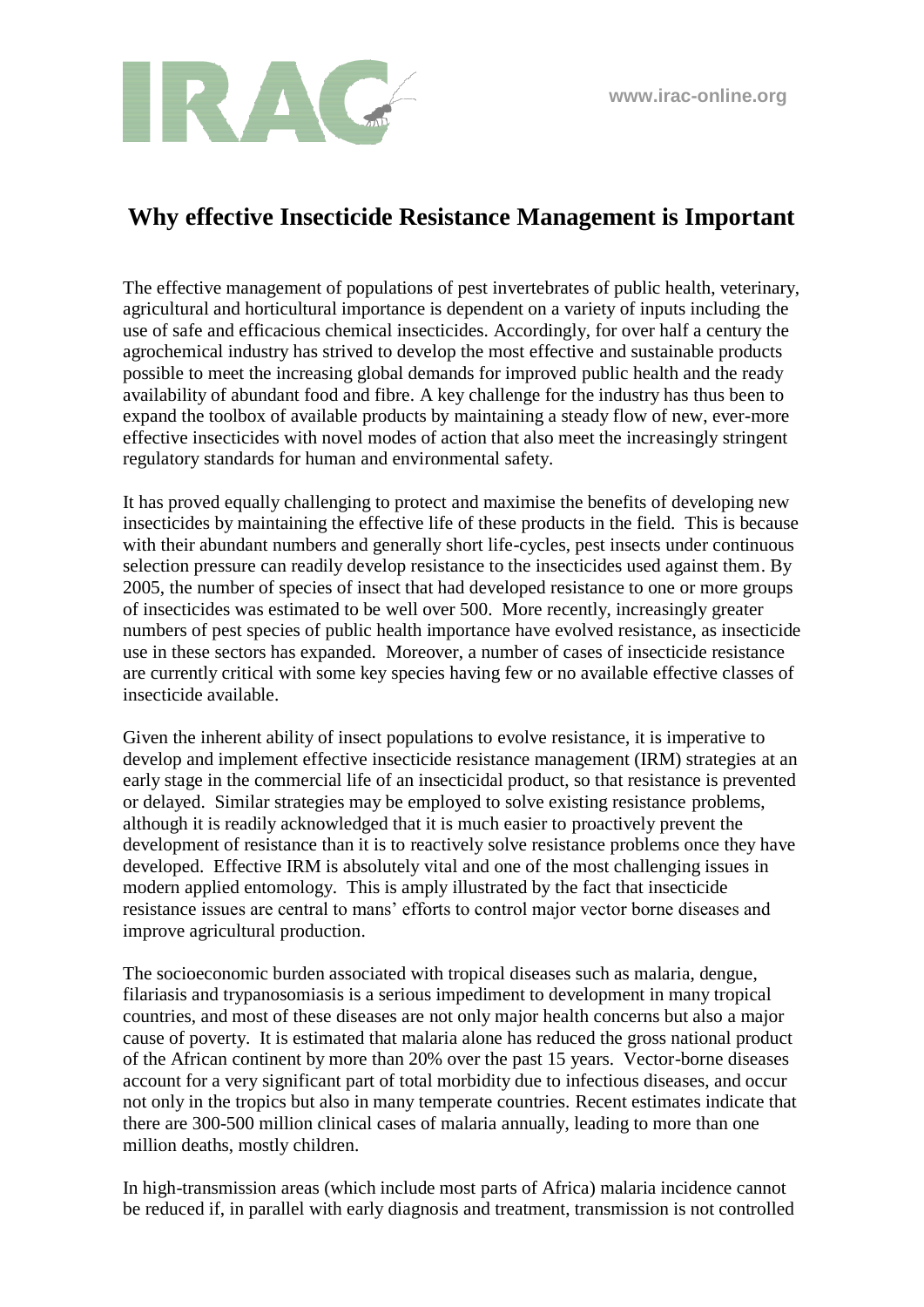# Why effective Insecticide Resistance Management is Important

The effective management of populations of pest invertebrates of public health, veterinary, agricultural and horticultural importance is dependent on a variety of inputs including the use of safe and efficacious chemical insecticides. Accordingly, for over half a century the agrochemical industry has strived to develop the most effective and sustainable products possible to meet the increasing global demands for improved public health and the ready availability of abundant food and fibre. A key challenge for the industry has thus been to expand the toolbox of available products by maintaining a steady flow of new, ever-more effective insecticides with novel modes of action that also meet the increasingly stringent regulatory standards for human and environmental safety.

It has proved equally challenging to protect and maximise the benefits of developing new insecticides by maintaining the effective life of these products in the field. This is because with their abundant numbers and generally short life-cycles, pest insects under continuous selection pressure can readily develop resistance to the insecticides used against them. By 2005, the number of species of insect that had developed resistance to one or more groups of insecticides was estimated to be well over 500. More recently, increasingly greater numbers of pest species of public health importance have evolved resistance, as insecticide use in these sectors has expanded. Moreover, a number of cases of insecticide resistance are currently critical with some key species having few or no available effective classes of insecticide available.

Given the inherent ability of insect populations to evolve resistance, it is imperative to develop and implement effective insecticide resistance management (IRM) strategies at an early stage in the commercial life of an insecticidal product, so that resistance is prevented or delayed. Similar strategies may be employed to solve existing resistance problems, although it is readily acknowledged that it is much easier to proactively prevent the development of resistance than it is to reactively solve resistance problems once they have developed. Effective IRM is absolutely vital and one of the most challenging issues in modern applied entomology. This is amply illustrated by the fact that insecticide resistance issues are central to mans' efforts to control major vector borne diseases and improve agricultural production.

The socioeconomic burden associated with tropical diseases such as malaria, dengue, filariasis and trypanosomiasis is a serious impediment to development in many tropical countries, and most of these diseases are not only major health concerns but also a major cause of poverty. It is estimated that malaria alone has reduced the gross national product of the African continent by more than 20% over the past 15 years. Vector-borne diseases account for a very significant part of total morbidity due to infectious diseases, and occur not only in the tropics but also in many temperate countries. Recent estimates indicate that there are 300-500 million clinical cases of malaria annually, leading to more than one million deaths, mostly children.

In high-transmission areas (which include most parts of Africa) malaria incidence cannot be reduced if, in parallel with early diagnosis and treatment, transmission is not controlled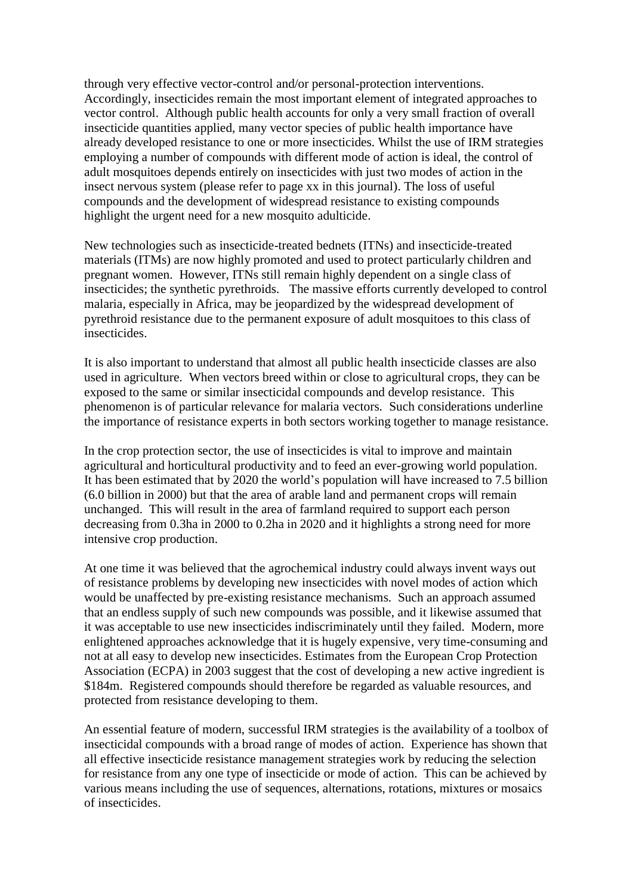through very effective vector-control and/or personal-protection interventions. Accordingly, insecticides remain the most important element of integrated approaches to vector control. Although public health accounts for only a very small fraction of overall insecticide quantities applied, many vector species of public health importance have already developed resistance to one or more insecticides. Whilst the use of IRM strategies employing a number of compounds with different mode of action is ideal, the control of adult mosquitoes depends entirely on insecticides with just two modes of action in the insect nervous system (please refer to page xx in this journal). The loss of useful compounds and the development of widespread resistance to existing compounds highlight the urgent need for a new mosquito adulticide.

New technologies such as insecticide-treated bednets (ITNs) and insecticide-treated materials (ITMs) are now highly promoted and used to protect particularly children and pregnant women. However, ITNs still remain highly dependent on a single class of insecticides; the synthetic pyrethroids. The massive efforts currently developed to control malaria, especially in Africa, may be jeopardized by the widespread development of pyrethroid resistance due to the permanent exposure of adult mosquitoes to this class of insecticides.

It is also important to understand that almost all public health insecticide classes are also used in agriculture. When vectors breed within or close to agricultural crops, they can be exposed to the same or similar insecticidal compounds and develop resistance. This phenomenon is of particular relevance for malaria vectors. Such considerations underline the importance of resistance experts in both sectors working together to manage resistance.

In the crop protection sector, the use of insecticides is vital to improve and maintain agricultural and horticultural productivity and to feed an ever-growing world population. It has been estimated that by 2020 the world's population will have increased to 7.5 billion (6.0 billion in 2000) but that the area of arable land and permanent crops will remain unchanged. This will result in the area of farmland required to support each person decreasing from 0.3ha in 2000 to 0.2ha in 2020 and it highlights a strong need for more intensive crop production.

At one time it was believed that the agrochemical industry could always invent ways out of resistance problems by developing new insecticides with novel modes of action which would be unaffected by pre-existing resistance mechanisms. Such an approach assumed that an endless supply of such new compounds was possible, and it likewise assumed that it was acceptable to use new insecticides indiscriminately until they failed. Modern, more enlightened approaches acknowledge that it is hugely expensive, very time-consuming and not at all easy to develop new insecticides. Estimates from the European Crop Protection Association (ECPA) in 2003 suggest that the cost of developing a new active ingredient is \$184m. Registered compounds should therefore be regarded as valuable resources, and protected from resistance developing to them.

An essential feature of modern, successful IRM strategies is the availability of a toolbox of insecticidal compounds with a broad range of modes of action. Experience has shown that all effective insecticide resistance management strategies work by reducing the selection for resistance from any one type of insecticide or mode of action. This can be achieved by various means including the use of sequences, alternations, rotations, mixtures or mosaics of insecticides.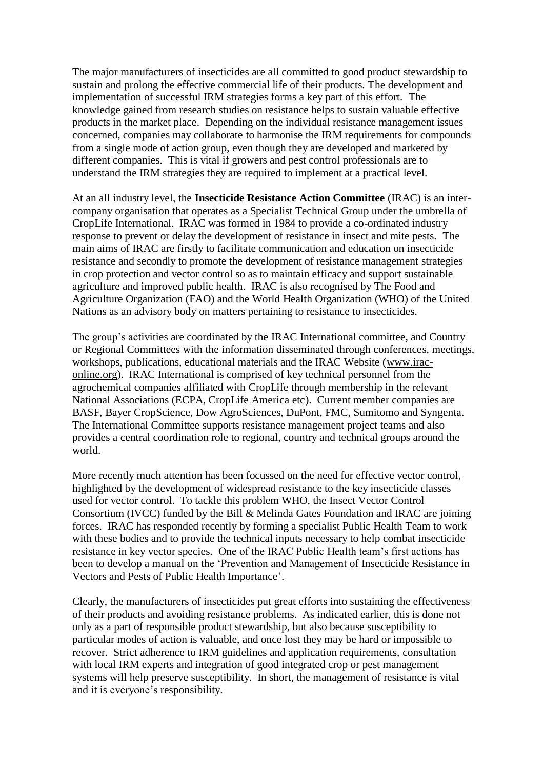The major manufacturers of insecticides are all committed to good product stewardship to sustain and prolong the effective commercial life of their products. The development and implementation of successful IRM strategies forms a key part of this effort. The knowledge gained from research studies on resistance helps to sustain valuable effective products in the market place. Depending on the individual resistance management issues concerned, companies may collaborate to harmonise the IRM requirements for compounds from a single mode of action group, even though they are developed and marketed by different companies. This is vital if growers and pest control professionals are to understand the IRM strategies they are required to implement at a practical level.

At an all industry level, the **Insecticide Resistance Action Committee** (IRAC) is an inter-company organisation that operates as a Specialist Technical Group under the umbrella of CropLife International. IRAC was formed in 1984 to provide a co-ordinated industry response to prevent or delay the development of resistance in insect and mite pests. The main aims of IRAC are firstly to facilitate communication and education on insecticide resistance and secondly to promote the development of resistance management strategies in crop protection and vector control so as to maintain efficacy and support sustainable agriculture and improved public health. IRAC is also recognised by The Food and Agriculture Organization (FAO) and the World Health Organization (WHO) of the United Nations as an advisory body on matters pertaining to resistance to insecticides.

The group's activities are coordinated by the IRAC International committee, and Country or Regional Committees with the information disseminated through conferences, meetings, workshops, publications, educational materials and the IRAC Website (www.irac-online.org). IRAC International is comprised of key technical personnel from the agrochemical companies affiliated with CropLife through membership in the relevant National Associations (ECPA, CropLife America etc). Current member companies are BASF, Bayer CropScience, Dow AgroSciences, DuPont, FMC, Sumitomo and Syngenta. The International Committee supports resistance management project teams and also provides a central coordination role to regional, country and technical groups around the world.

More recently much attention has been focussed on the need for effective vector control, highlighted by the development of widespread resistance to the key insecticide classes used for vector control. To tackle this problem WHO, the Insect Vector Control Consortium (IVCC) funded by the Bill & Melinda Gates Foundation and IRAC are joining forces. IRAC has responded recently by forming a specialist Public Health Team to work with these bodies and to provide the technical inputs necessary to help combat insecticide resistance in key vector species. One of the IRAC Public Health team's first actions has been to develop a manual on the 'Prevention and Management of Insecticide Resistance in Vectors and Pests of Public Health Importance'.

Clearly, the manufacturers of insecticides put great efforts into sustaining the effectiveness of their products and avoiding resistance problems. As indicated earlier, this is done not only as a part of responsible product stewardship, but also because susceptibility to particular modes of action is valuable, and once lost they may be hard or impossible to recover. Strict adherence to IRM guidelines and application requirements, consultation with local IRM experts and integration of good integrated crop or pest management systems will help preserve susceptibility. In short, the management of resistance is vital and it is everyone's responsibility.